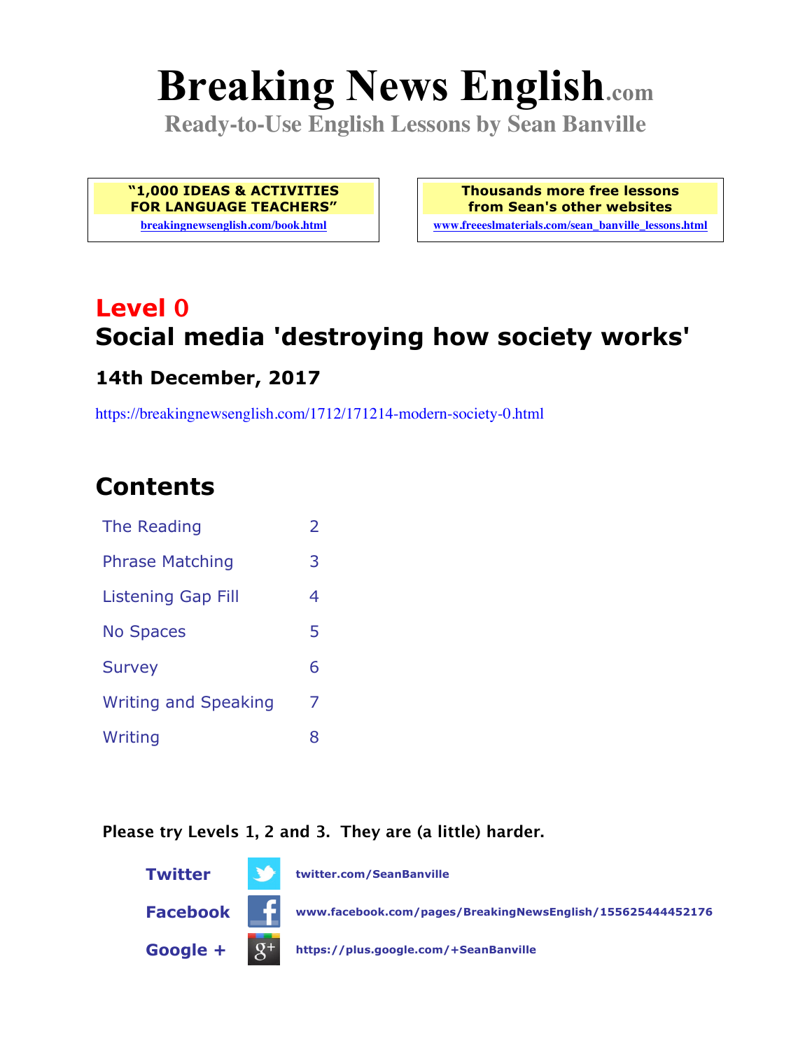# Breaking News English.com

**Ready-to-Use English Lessons by Sean Banville**

| "1,000 IDEAS & ACTIVITIES FOR LANGUAGE TEACHERS" | Thousands more free lessons from Sean's other websites |
|---|---|
| breakingnewsenglish.com/book.html | www.freeeslmaterials.com/sean_banville_lessons.html |

## Level 0

## Social media 'destroying how society works'

### 14th December, 2017

https://breakingnewsenglish.com/1712/171214-modern-society-0.html

## Contents

| | |
|---|---|
| The Reading | 2 |
| Phrase Matching | 3 |
| Listening Gap Fill | 4 |
| No Spaces | 5 |
| Survey | 6 |
| Writing and Speaking | 7 |
| Writing | 8 |

**Please try Levels 1, 2 and 3. They are (a little) harder.**

**Twitter** twitter.com/SeanBanville

**Facebook** www.facebook.com/pages/BreakingNewsEnglish/155625444452176

**Google +** https://plus.google.com/+SeanBanville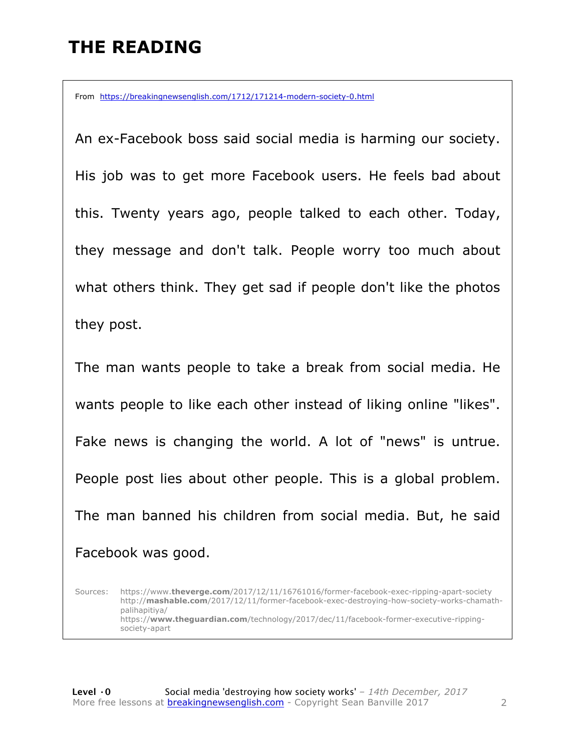# THE READING

From https://breakingnewsenglish.com/1712/171214-modern-society-0.html

An ex-Facebook boss said social media is harming our society. His job was to get more Facebook users. He feels bad about this. Twenty years ago, people talked to each other. Today, they message and don't talk. People worry too much about what others think. They get sad if people don't like the photos they post.

The man wants people to take a break from social media. He wants people to like each other instead of liking online "likes". Fake news is changing the world. A lot of "news" is untrue. People post lies about other people. This is a global problem. The man banned his children from social media. But, he said Facebook was good.

Sources: https://www.**theverge.com**/2017/12/11/16761016/former-facebook-exec-ripping-apart-society
http://**mashable.com**/2017/12/11/former-facebook-exec-destroying-how-society-works-chamath-palihapitiya/
https://**www.theguardian.com**/technology/2017/dec/11/facebook-former-executive-ripping-society-apart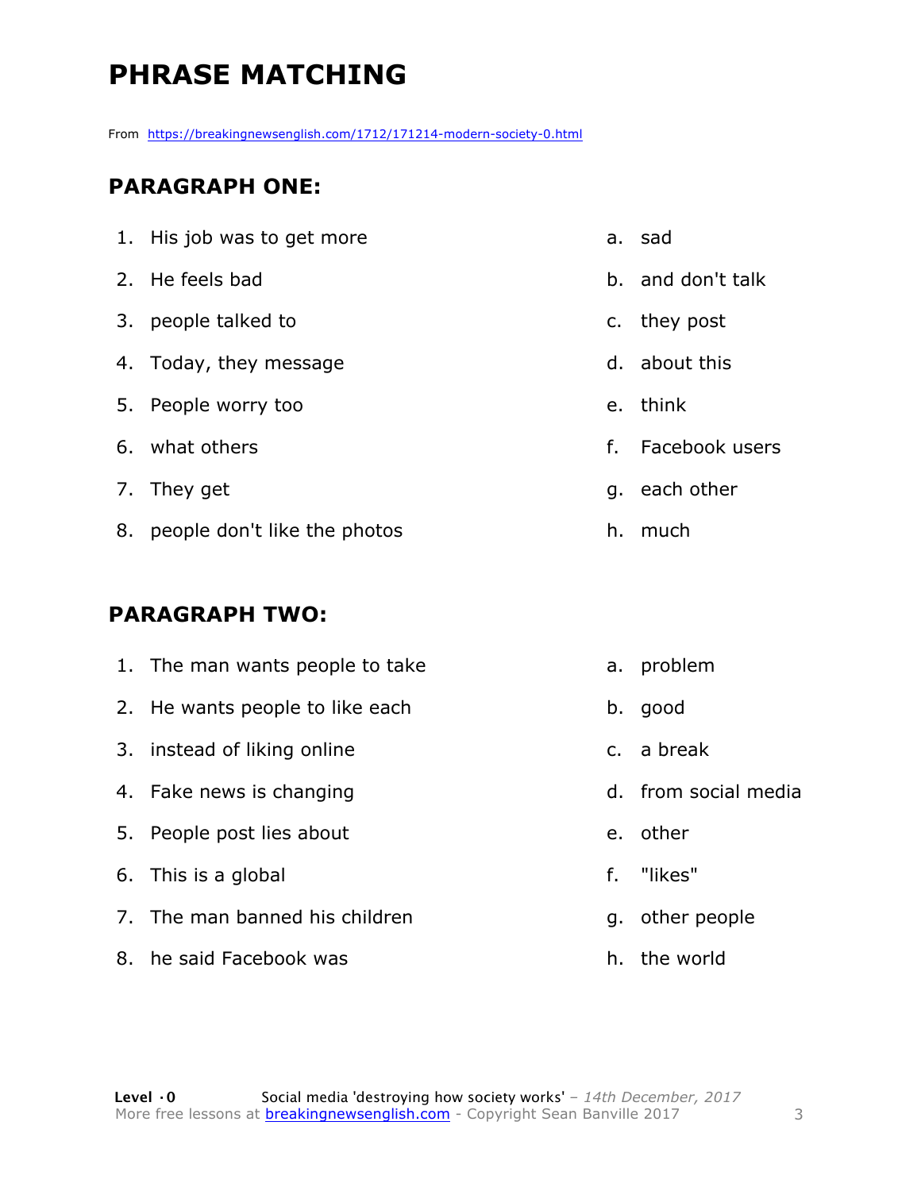# PHRASE MATCHING

From https://breakingnewsenglish.com/1712/171214-modern-society-0.html

## PARAGRAPH ONE:

| | | | |
|---|---|---|---|
| 1. | His job was to get more | a. | sad |
| 2. | He feels bad | b. | and don't talk |
| 3. | people talked to | c. | they post |
| 4. | Today, they message | d. | about this |
| 5. | People worry too | e. | think |
| 6. | what others | f. | Facebook users |
| 7. | They get | g. | each other |
| 8. | people don't like the photos | h. | much |

## PARAGRAPH TWO:

| | | | |
|---|---|---|---|
| 1. | The man wants people to take | a. | problem |
| 2. | He wants people to like each | b. | good |
| 3. | instead of liking online | c. | a break |
| 4. | Fake news is changing | d. | from social media |
| 5. | People post lies about | e. | other |
| 6. | This is a global | f. | "likes" |
| 7. | The man banned his children | g. | other people |
| 8. | he said Facebook was | h. | the world |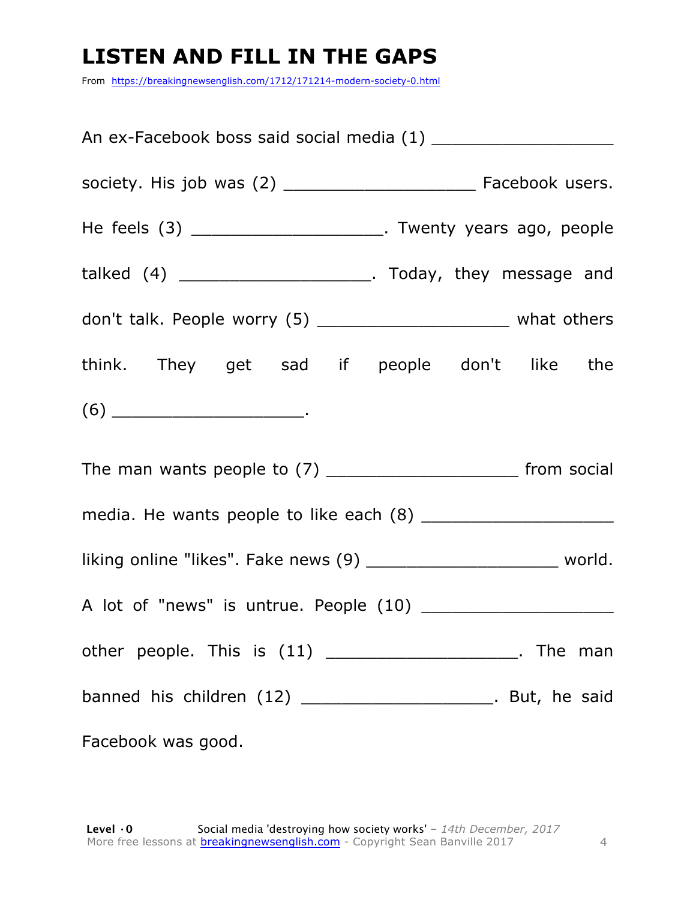# LISTEN AND FILL IN THE GAPS

From https://breakingnewsenglish.com/1712/171214-modern-society-0.html

An ex-Facebook boss said social media (1) ___________________ society. His job was (2) ___________________ Facebook users. He feels (3) ___________________. Twenty years ago, people talked (4) ___________________. Today, they message and don't talk. People worry (5) ___________________ what others think. They get sad if people don't like the (6) ___________________.

The man wants people to (7) ___________________ from social media. He wants people to like each (8) ___________________ liking online "likes". Fake news (9) ___________________ world. A lot of "news" is untrue. People (10) ___________________ other people. This is (11) ___________________. The man banned his children (12) ___________________. But, he said Facebook was good.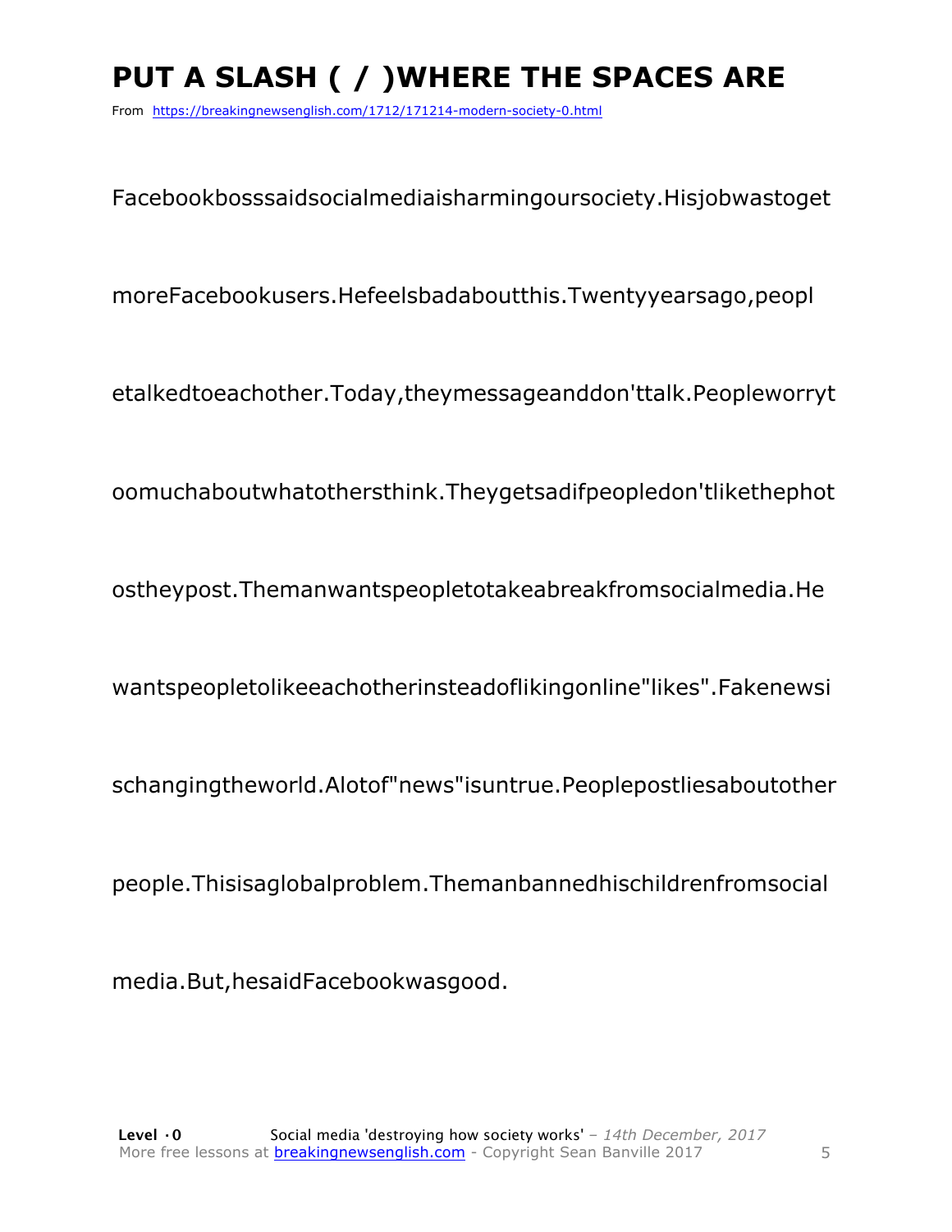# PUT A SLASH ( / )WHERE THE SPACES ARE

From https://breakingnewsenglish.com/1712/171214-modern-society-0.html

Facebookbosssaidsocialmediaisharmingoursociety.Hisjobwastoget

moreFacebookusers.Hefeelsbadaboutthis.Twentyyearsago,peopl

etalkedtoeachother.Today,theymessageanddon'ttalk.Peopleworryt

oomuchaboutwhatothersthink.Theygetsadifpeopledon'tlikethephot

ostheypost.Themanwantspeopletotakeabreakfromsocialmedia.He

wantspeopletolikeeachotherinsteadoflikingonline"likes".Fakenewsi

schangingtheworld.Alotof"news"isuntrue.Peoplepostliesaboutother

people.Thisisaglobalproblem.Themanbannedhischildrenfromsocial

media.But,hesaidFacebookwasgood.

**Level ·0** Social media 'destroying how society works' – *14th December, 2017*
More free lessons at breakingnewsenglish.com - Copyright Sean Banville 2017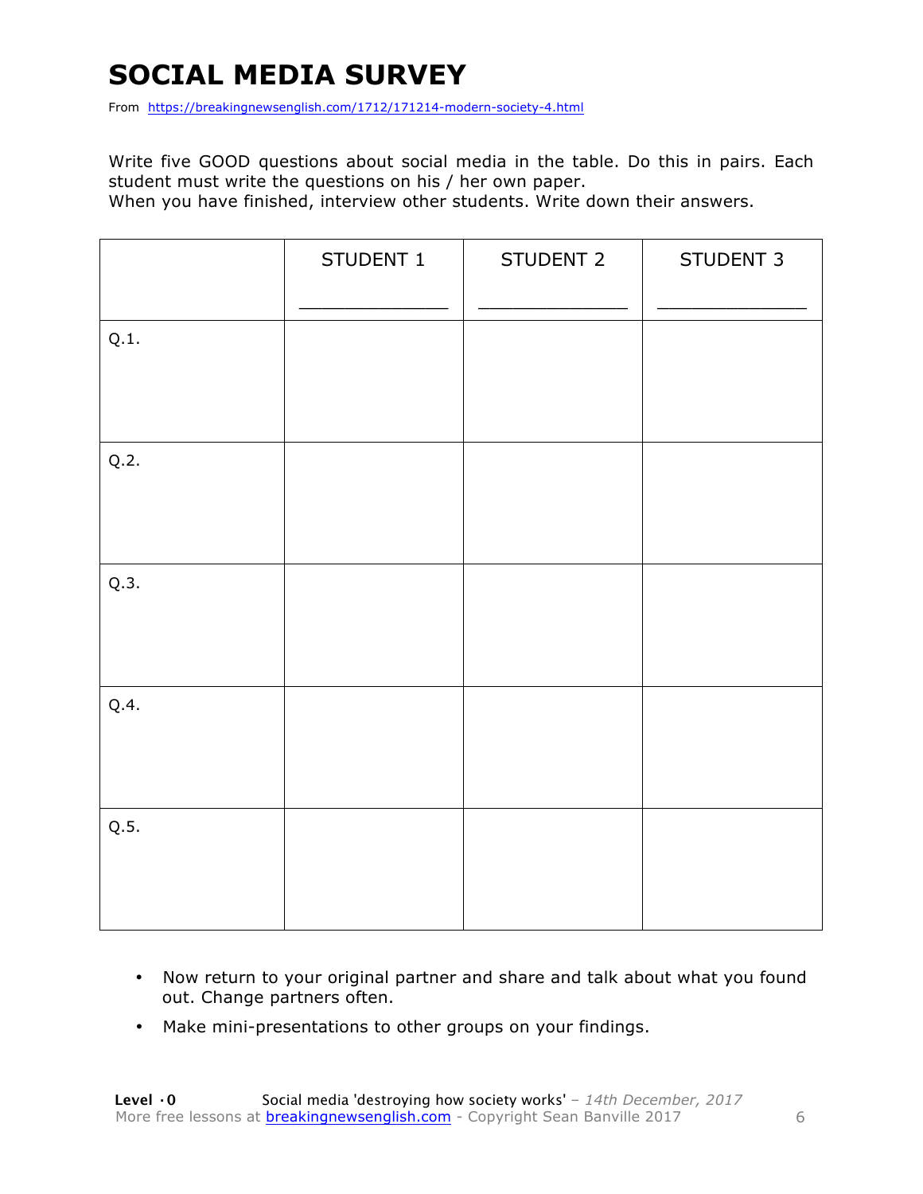# SOCIAL MEDIA SURVEY

From https://breakingnewsenglish.com/1712/171214-modern-society-4.html

Write five GOOD questions about social media in the table. Do this in pairs. Each student must write the questions on his / her own paper.
When you have finished, interview other students. Write down their answers.

| | STUDENT 1<br>_______________ | STUDENT 2<br>_______________ | STUDENT 3<br>_______________ |
|---|---|---|---|
| Q.1. | | | |
| Q.2. | | | |
| Q.3. | | | |
| Q.4. | | | |
| Q.5. | | | |

- Now return to your original partner and share and talk about what you found out. Change partners often.
- Make mini-presentations to other groups on your findings.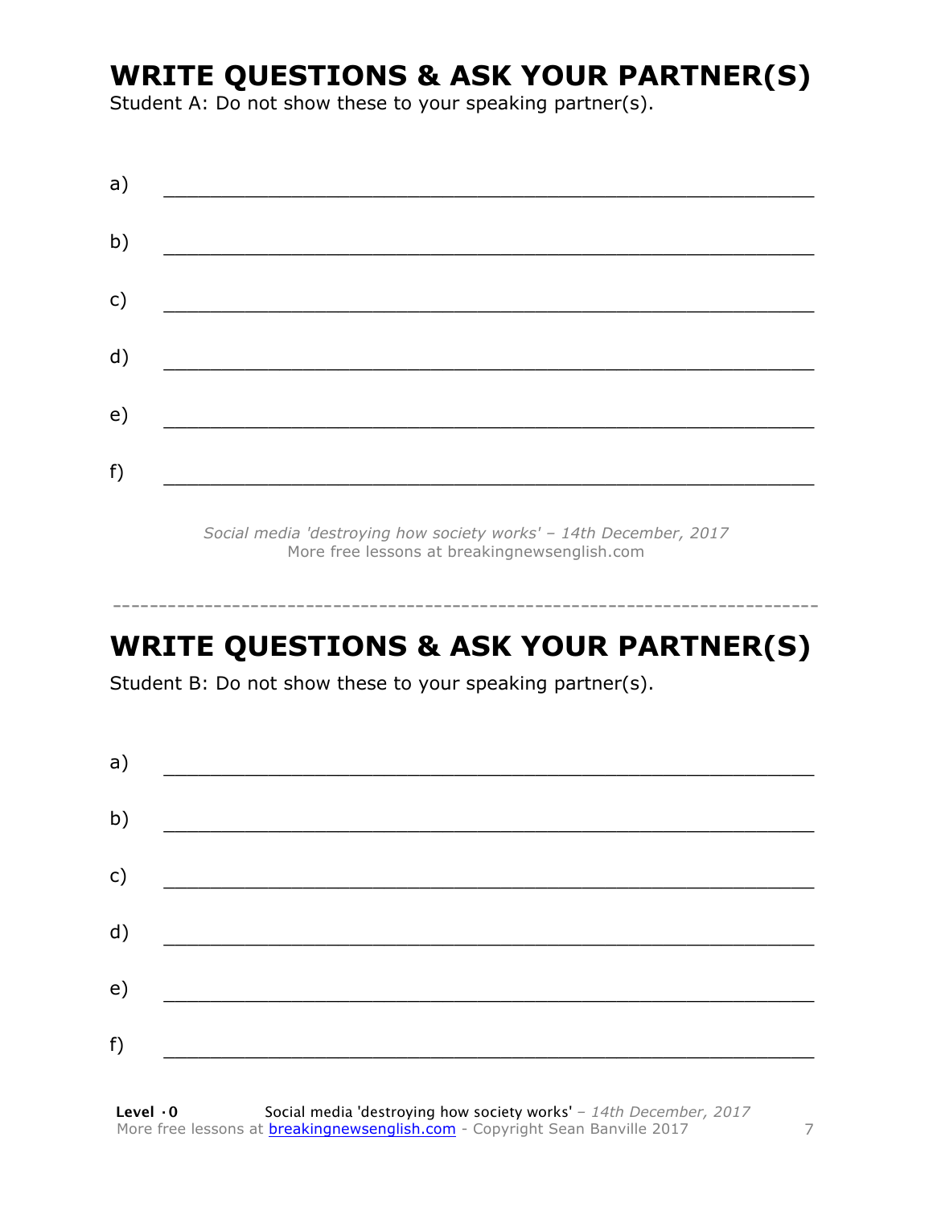## WRITE QUESTIONS & ASK YOUR PARTNER(S)

Student A: Do not show these to your speaking partner(s).

a) ___________________________________________________________

b) ___________________________________________________________

c) ___________________________________________________________

d) ___________________________________________________________

e) ___________________________________________________________

f) ___________________________________________________________

*Social media 'destroying how society works' – 14th December, 2017*
More free lessons at breakingnewsenglish.com

---

## WRITE QUESTIONS & ASK YOUR PARTNER(S)

Student B: Do not show these to your speaking partner(s).

a) ___________________________________________________________

b) ___________________________________________________________

c) ___________________________________________________________

d) ___________________________________________________________

e) ___________________________________________________________

f) ___________________________________________________________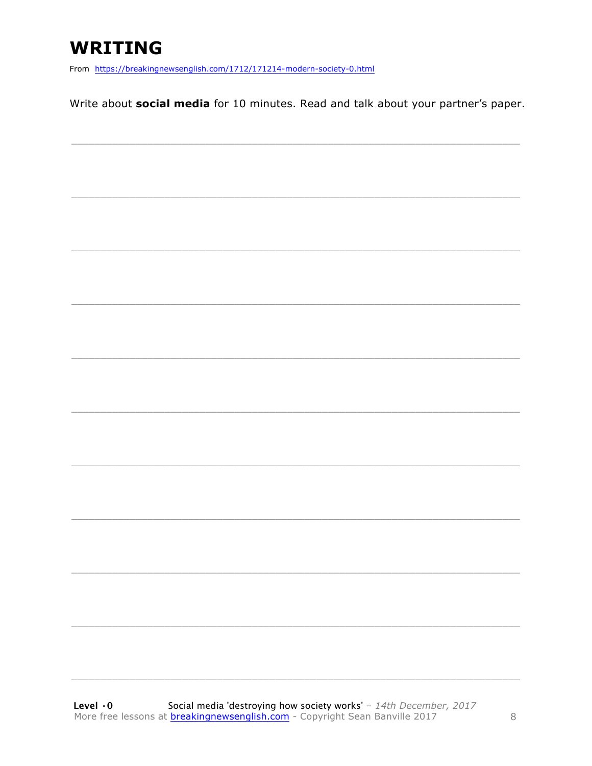# WRITING

From https://breakingnewsenglish.com/1712/171214-modern-society-0.html

Write about **social media** for 10 minutes. Read and talk about your partner's paper.

___________________________________________________________________________

___________________________________________________________________________

___________________________________________________________________________

___________________________________________________________________________

___________________________________________________________________________

___________________________________________________________________________

___________________________________________________________________________

___________________________________________________________________________

___________________________________________________________________________

___________________________________________________________________________

___________________________________________________________________________